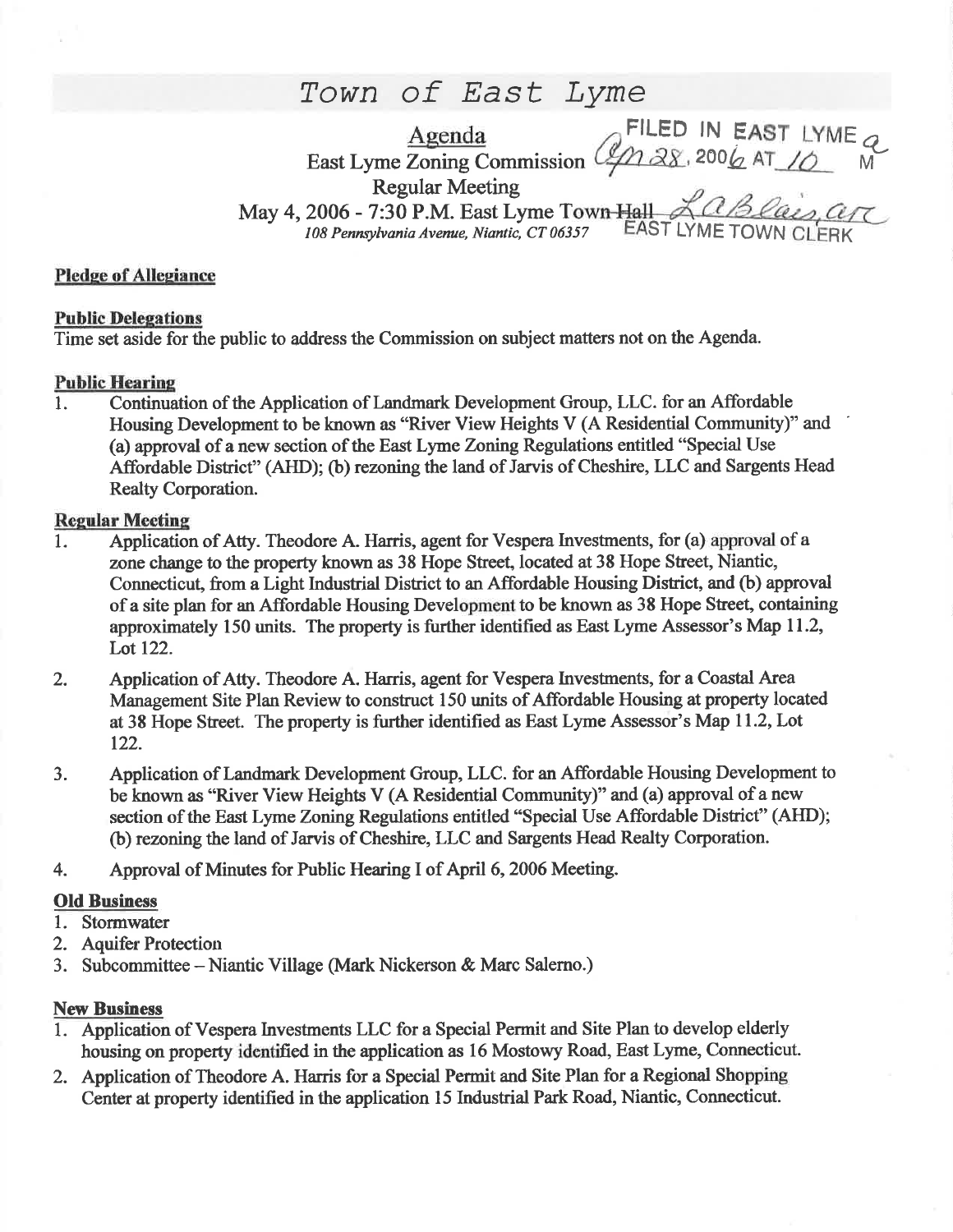# Town of East Lyme

Agenda
East Lyme Zoning Commission
Regular Meeting
May 4, 2006 - 7:30 P.M. East Lyme Town Hall
*108 Pennsylvania Avenue, Niantic, CT 06357*

FILED IN EAST LYME Apr 28, 2006 AT 10 AM
LaBlais, ast
EAST LYME TOWN CLERK

**Pledge of Allegiance**

**Public Delegations**

Time set aside for the public to address the Commission on subject matters not on the Agenda.

**Public Hearing**

1. Continuation of the Application of Landmark Development Group, LLC. for an Affordable Housing Development to be known as "River View Heights V (A Residential Community)" and (a) approval of a new section of the East Lyme Zoning Regulations entitled "Special Use Affordable District" (AHD); (b) rezoning the land of Jarvis of Cheshire, LLC and Sargents Head Realty Corporation.

**Regular Meeting**

1. Application of Atty. Theodore A. Harris, agent for Vespera Investments, for (a) approval of a zone change to the property known as 38 Hope Street, located at 38 Hope Street, Niantic, Connecticut, from a Light Industrial District to an Affordable Housing District, and (b) approval of a site plan for an Affordable Housing Development to be known as 38 Hope Street, containing approximately 150 units. The property is further identified as East Lyme Assessor's Map 11.2, Lot 122.
2. Application of Atty. Theodore A. Harris, agent for Vespera Investments, for a Coastal Area Management Site Plan Review to construct 150 units of Affordable Housing at property located at 38 Hope Street. The property is further identified as East Lyme Assessor's Map 11.2, Lot 122.
3. Application of Landmark Development Group, LLC. for an Affordable Housing Development to be known as "River View Heights V (A Residential Community)" and (a) approval of a new section of the East Lyme Zoning Regulations entitled "Special Use Affordable District" (AHD); (b) rezoning the land of Jarvis of Cheshire, LLC and Sargents Head Realty Corporation.
4. Approval of Minutes for Public Hearing I of April 6, 2006 Meeting.

**Old Business**

1. Stormwater
2. Aquifer Protection
3. Subcommittee – Niantic Village (Mark Nickerson & Marc Salerno.)

**New Business**

1. Application of Vespera Investments LLC for a Special Permit and Site Plan to develop elderly housing on property identified in the application as 16 Mostowy Road, East Lyme, Connecticut.
2. Application of Theodore A. Harris for a Special Permit and Site Plan for a Regional Shopping Center at property identified in the application 15 Industrial Park Road, Niantic, Connecticut.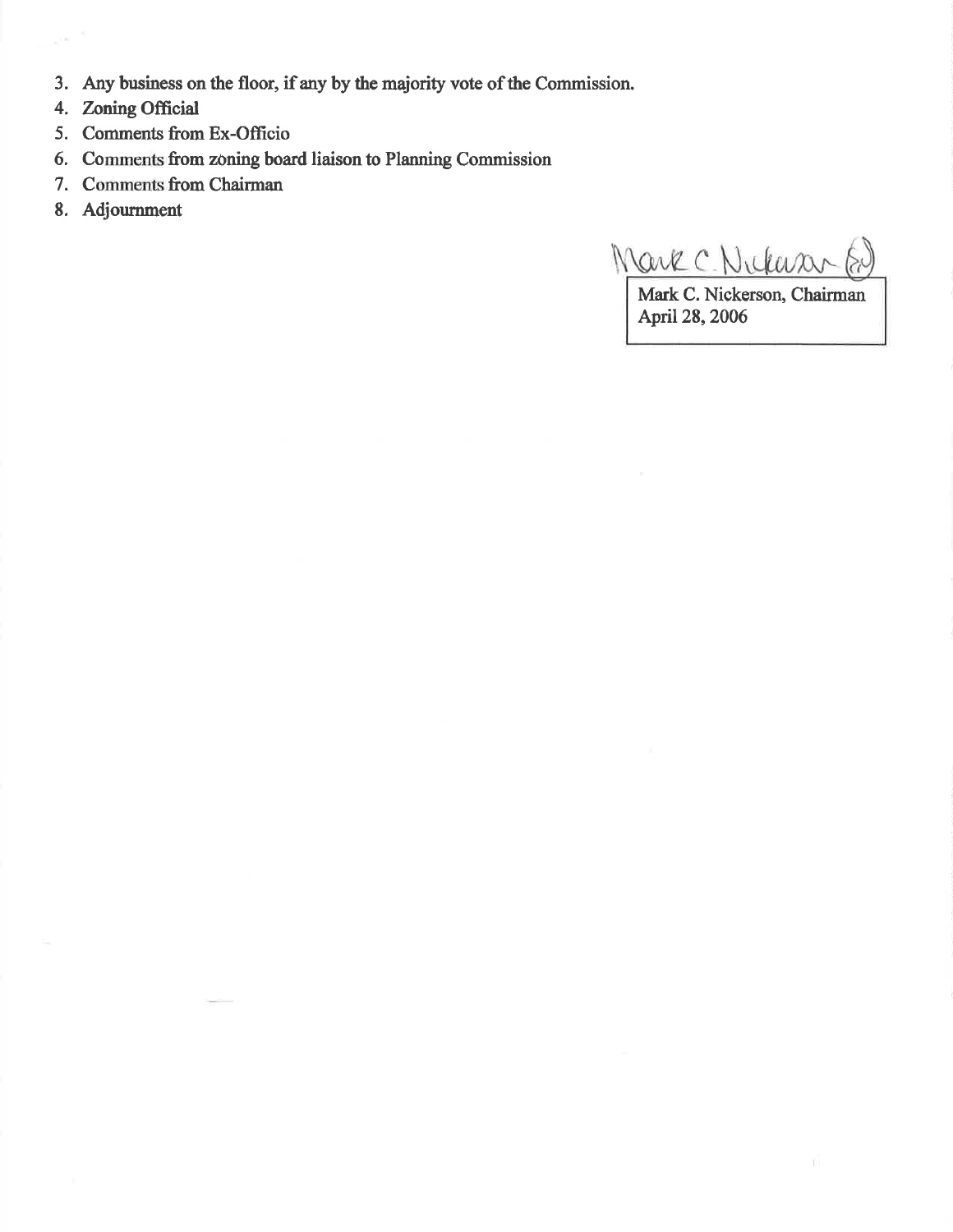3. Any business on the floor, if any by the majority vote of the Commission.
4. Zoning Official
5. Comments from Ex-Officio
6. Comments from zoning board liaison to Planning Commission
7. Comments from Chairman
8. Adjournment

Mark C. Nickerson (ed)

Mark C. Nickerson, Chairman
April 28, 2006